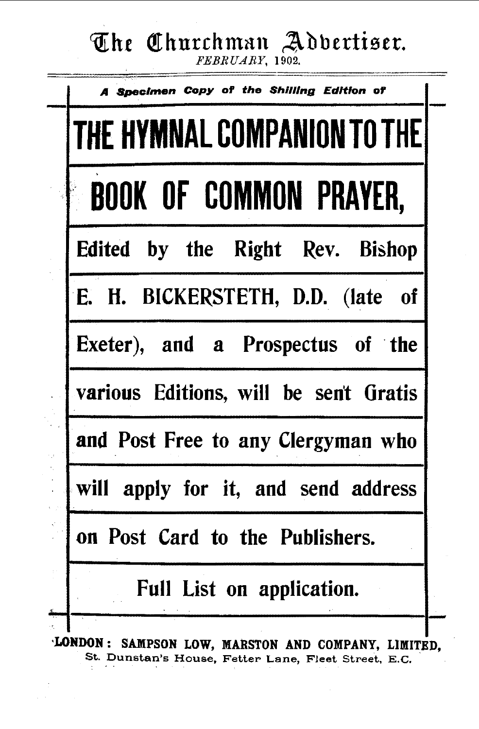# The Churchman Advertiser.

*FEBRUARY*, 1902.

***A Specimen Copy of the Shilling Edition of***

# THE HYMNAL COMPANION TO THE BOOK OF COMMON PRAYER,

**Edited by the Right Rev. Bishop E. H. BICKERSTETH, D.D. (late of Exeter), and a Prospectus of the various Editions, will be sent Gratis and Post Free to any Clergyman who will apply for it, and send address on Post Card to the Publishers.**

**Full List on application.**

**LONDON: SAMPSON LOW, MARSTON AND COMPANY, LIMITED,**
St. Dunstan's House, Fetter Lane, Fleet Street, E.C.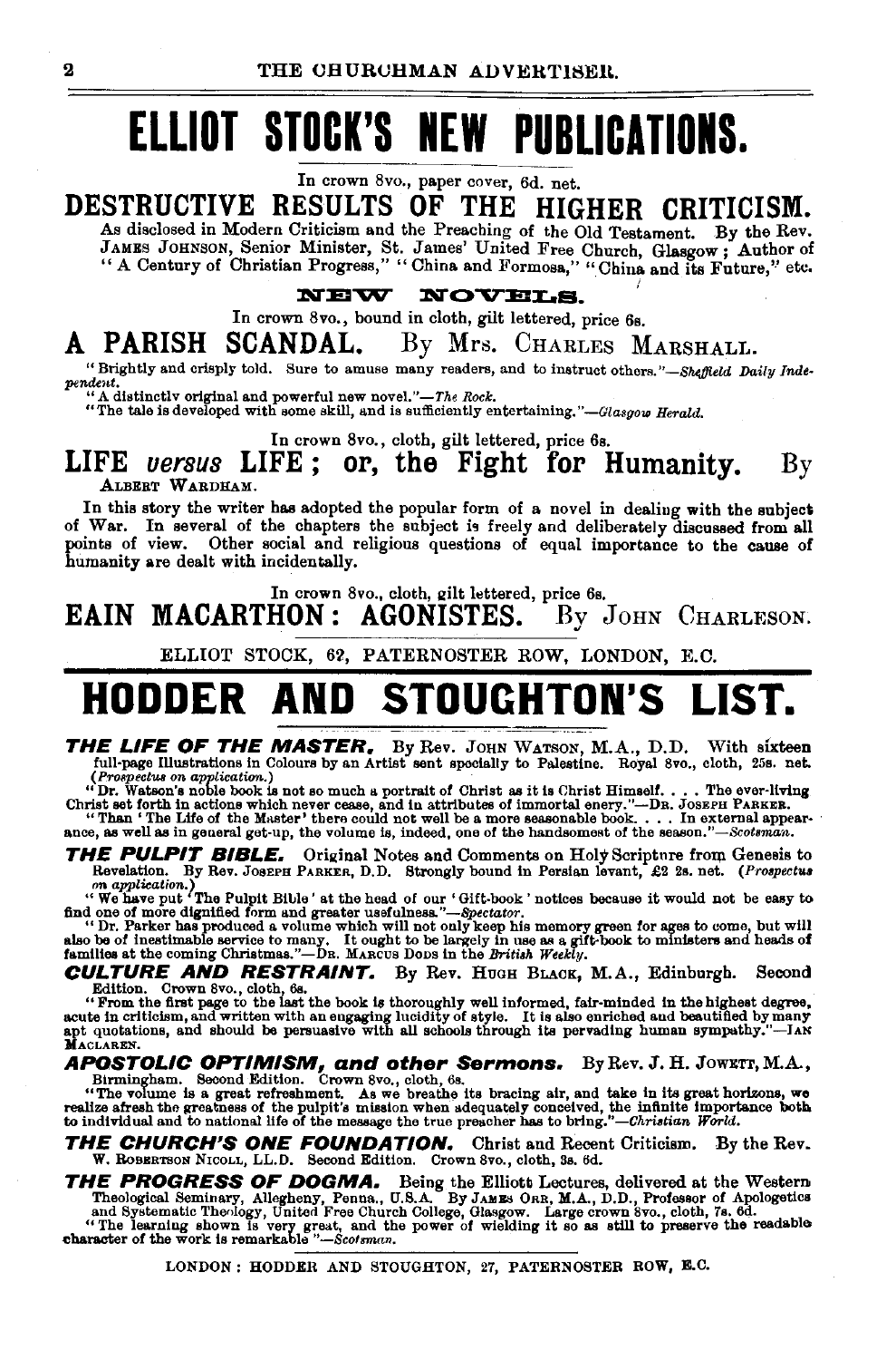# ELLIOT STOCK'S NEW PUBLICATIONS.

In crown 8vo., paper cover, 6d. net.

## DESTRUCTIVE RESULTS OF THE HIGHER CRITICISM.

As disclosed in Modern Criticism and the Preaching of the Old Testament. By the Rev. JAMES JOHNSON, Senior Minister, St. James' United Free Church, Glasgow; Author of "A Century of Christian Progress," "China and Formosa," "China and its Future," etc.

### NEW NOVELS.

In crown 8vo., bound in cloth, gilt lettered, price 6s.

## A PARISH SCANDAL. By MRS. CHARLES MARSHALL.

"Brightly and crisply told. Sure to amuse many readers, and to instruct others."—*Sheffield Daily Independent.*

"A distinctly original and powerful new novel."—*The Rock.*

"The tale is developed with some skill, and is sufficiently entertaining."—*Glasgow Herald.*

In crown 8vo., cloth, gilt lettered, price 6s.

## LIFE *versus* LIFE; or, the Fight for Humanity. By ALBERT WARDHAM.

In this story the writer has adopted the popular form of a novel in dealing with the subject of War. In several of the chapters the subject is freely and deliberately discussed from all points of view. Other social and religious questions of equal importance to the cause of humanity are dealt with incidentally.

In crown 8vo., cloth, gilt lettered, price 6s.

## EAIN MACARTHON: AGONISTES. By JOHN CHARLESON.

ELLIOT STOCK, 62, PATERNOSTER ROW, LONDON, E.C.

# HODDER AND STOUGHTON'S LIST.

***THE LIFE OF THE MASTER.*** By Rev. JOHN WATSON, M.A., D.D. With sixteen full-page Illustrations in Colours by an Artist sent specially to Palestine. Royal 8vo., cloth, 25s. net. (*Prospectus on application.*)

"Dr. Watson's noble book is not so much a portrait of Christ as it is Christ Himself. . . . The ever-living Christ set forth in actions which never cease, and in attributes of immortal enery."—DR. JOSEPH PARKER.

"Than 'The Life of the Master' there could not well be a more seasonable book. . . . In external appearance, as well as in general get-up, the volume is, indeed, one of the handsomest of the season."—*Scotsman.*

***THE PULPIT BIBLE.*** Original Notes and Comments on Holy Scripture from Genesis to Revelation. By Rev. JOSEPH PARKER, D.D. Strongly bound in Persian levant, £2 2s. net. (*Prospectus on application.*)

"We have put 'The Pulpit Bible' at the head of our 'Gift-book' notices because it would not be easy to find one of more dignified form and greater usefulness."—*Spectator.*

"Dr. Parker has produced a volume which will not only keep his memory green for ages to come, but will also be of inestimable service to many. It ought to be largely in use as a gift-book to ministers and heads of families at the coming Christmas."—DR. MARCUS DODS in the *British Weekly.*

***CULTURE AND RESTRAINT.*** By Rev. HUGH BLACK, M.A., Edinburgh. Second Edition. Crown 8vo., cloth, 6s.

"From the first page to the last the book is thoroughly well informed, fair-minded in the highest degree, acute in criticism, and written with an engaging lucidity of style. It is also enriched and beautified by many apt quotations, and should be persuasive with all schools through its pervading human sympathy."—IAN MACLAREN.

***APOSTOLIC OPTIMISM, and other Sermons.*** By Rev. J. H. JOWETT, M.A., Birmingham. Second Edition. Crown 8vo., cloth, 6s.

"The volume is a great refreshment. As we breathe its bracing air, and take in its great horizons, we realize afresh the greatness of the pulpit's mission when adequately conceived, the infinite importance both to individual and to national life of the message the true preacher has to bring."—*Christian World.*

***THE CHURCH'S ONE FOUNDATION.*** Christ and Recent Criticism. By the Rev. W. ROBERTSON NICOLL, LL.D. Second Edition. Crown 8vo., cloth, 3s. 6d.

***THE PROGRESS OF DOGMA.*** Being the Elliott Lectures, delivered at the Western Theological Seminary, Allegheny, Penna., U.S.A. By JAMES ORR, M.A., D.D., Professor of Apologetics and Systematic Theology, United Free Church College, Glasgow. Large crown 8vo., cloth, 7s. 6d.

"The learning shown is very great, and the power of wielding it so as still to preserve the readable character of the work is remarkable."—*Scotsman.*

LONDON: HODDER AND STOUGHTON, 27, PATERNOSTER ROW, E.C.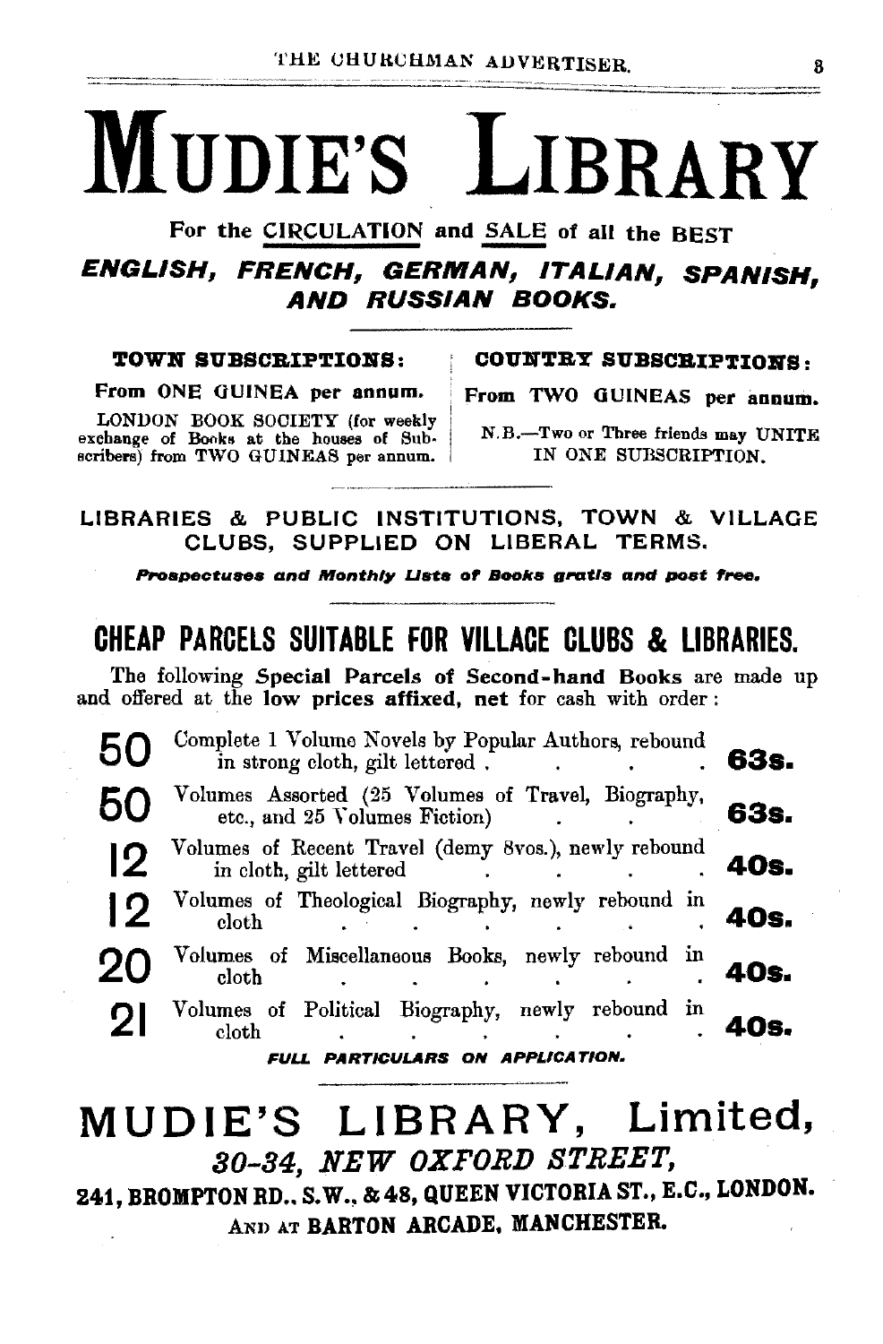# MUDIE'S LIBRARY

For the CIRCULATION and SALE of all the BEST

***ENGLISH, FRENCH, GERMAN, ITALIAN, SPANISH, AND RUSSIAN BOOKS.***

**TOWN SUBSCRIPTIONS:**

From ONE GUINEA per annum.

LONDON BOOK SOCIETY (for weekly exchange of Books at the houses of Subscribers) from TWO GUINEAS per annum.

**COUNTRY SUBSCRIPTIONS:**

From TWO GUINEAS per annum.

N.B.—Two or Three friends may UNITE IN ONE SUBSCRIPTION.

LIBRARIES & PUBLIC INSTITUTIONS, TOWN & VILLAGE CLUBS, SUPPLIED ON LIBERAL TERMS.

***Prospectuses and Monthly Lists of Books gratis and post free.***

## CHEAP PARCELS SUITABLE FOR VILLACE CLUBS & LIBRARIES.

The following **Special Parcels of Second-hand Books** are made up and offered at the **low prices affixed, net** for cash with order:

| | | |
|---|---|---|
| **50** | Complete 1 Volume Novels by Popular Authors, rebound in strong cloth, gilt lettered | **63s.** |
| **50** | Volumes Assorted (25 Volumes of Travel, Biography, etc., and 25 Volumes Fiction) | **63s.** |
| **12** | Volumes of Recent Travel (demy 8vos.), newly rebound in cloth, gilt lettered | **40s.** |
| **12** | Volumes of Theological Biography, newly rebound in cloth | **40s.** |
| **20** | Volumes of Miscellaneous Books, newly rebound in cloth | **40s.** |
| **21** | Volumes of Political Biography, newly rebound in cloth | **40s.** |

***FULL PARTICULARS ON APPLICATION.***

## MUDIE'S LIBRARY, Limited,

***30-34, NEW OXFORD STREET,***

**241, BROMPTON RD., S.W., & 48, QUEEN VICTORIA ST., E.C., LONDON.**

AND AT **BARTON ARCADE, MANCHESTER.**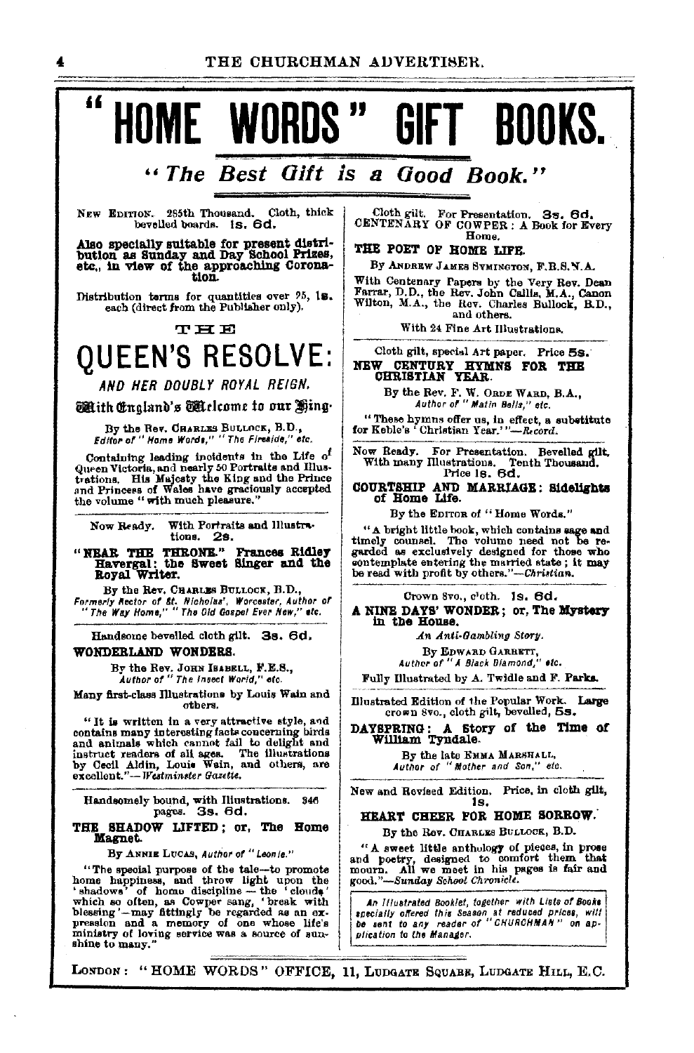# "HOME WORDS" GIFT BOOKS.

## *"The Best Gift is a Good Book."*

NEW EDITION. 285th Thousand. Cloth, thick bevelled boards. **1s. 6d.**

**Also specially suitable for present distribution as Sunday and Day School Prizes, etc., in view of the approaching Coronation.**

Distribution terms for quantities over 25, **1s.** each (direct from the Publisher only).

## THE QUEEN'S RESOLVE:

### *AND HER DOUBLY ROYAL REIGN.*

**With England's Welcome to our King.**

By the Rev. CHARLES BULLOCK, B.D.,
*Editor of "Home Words," "The Fireside," etc.*

Containing leading incidents in the Life of Queen Victoria, and nearly 50 Portraits and Illustrations. His Majesty the King and the Prince and Princess of Wales have graciously accepted the volume "with much pleasure."

---

Now Ready. With Portraits and Illustrations. **2s.**

**"NEAR THE THRONE." Frances Ridley Havergal: the Sweet Singer and the Royal Writer.**

By the Rev. CHARLES BULLOCK, B.D.,
*Formerly Rector of St. Nicholas', Worcester, Author of "The Way Home," "The Old Gospel Ever New," etc.*

---

Handsome bevelled cloth gilt. **3s. 6d.**

**WONDERLAND WONDERS.**

By the Rev. JOHN ISABELL, F.E.S.,
*Author of "The Insect World," etc.*

Many first-class Illustrations by Louis Wain and others.

"It is written in a very attractive style, and contains many interesting facts concerning birds and animals which cannot fail to delight and instruct readers of all ages. The illustrations by Cecil Aldin, Louis Wain, and others, are excellent."—*Westminster Gazette.*

---

Handsomely bound, with Illustrations. 346 pages. **3s. 6d.**

**THE SHADOW LIFTED; or, The Home Magnet.**

By ANNIE LUCAS, *Author of "Leonie."*

"The special purpose of the tale—to promote home happiness, and throw light upon the 'shadows' of home discipline — the 'clouds' which so often, as Cowper sang, 'break with blessing'—may fittingly be regarded as an expression and a memory of one whose life's ministry of loving service was a source of sunshine to many."

---

Cloth gilt. For Presentation. **3s. 6d.**
CENTENARY OF COWPER: A Book for Every Home.

**THE POET OF HOME LIFE.**

By ANDREW JAMES SYMINGTON, F.R.S.N.A.

With Centenary Papers by the Very Rev. Dean Farrar, D.D., the Rev. John Callis, M.A., Canon Wilton, M.A., the Rev. Charles Bullock, B.D., and others.

With 24 Fine Art Illustrations.

---

Cloth gilt, special Art paper. Price **5s.**

**NEW CENTURY HYMNS FOR THE CHRISTIAN YEAR.**

By the Rev. F. W. ORDE WARD, B.A.,
*Author of "Matin Bells," etc.*

"These hymns offer us, in effect, a substitute for Keble's 'Christian Year.'"—*Record.*

---

Now Ready. For Presentation. Bevelled gilt, With many Illustrations. Tenth Thousand. Price **1s. 6d.**

**COURTSHIP AND MARRIAGE: Sidelights of Home Life.**

By the EDITOR of "Home Words."

"A bright little book, which contains sage and timely counsel. The volume need not be regarded as exclusively designed for those who contemplate entering the married state; it may be read with profit by others."—*Christian.*

---

Crown 8vo., cloth. **1s. 6d.**

**A NINE DAYS' WONDER; or, The Mystery in the House.**

*An Anti-Gambling Story.*

By EDWARD GARRETT,
*Author of "A Black Diamond," etc.*

Fully Illustrated by A. Twidle and F. Parks.

---

Illustrated Edition of the Popular Work. Large crown 8vo., cloth gilt, bevelled, **5s.**

**DAYSPRING: A Story of the Time of William Tyndale.**

By the late EMMA MARSHALL,
*Author of "Mother and Son," etc.*

---

New and Revised Edition. Price, in cloth gilt, **1s.**

**HEART CHEER FOR HOME SORROW.**

By the Rev. CHARLES BULLOCK, B.D.

"A sweet little anthology of pieces, in prose and poetry, designed to comfort them that mourn. All we meet in his pages is fair and good."—*Sunday School Chronicle.*

*An Illustrated Booklet, together with Lists of Books specially offered this Season at reduced prices, will be sent to any reader of "CHURCHMAN" on application to the Manager.*

---

LONDON: "HOME WORDS" OFFICE, 11, LUDGATE SQUARE, LUDGATE HILL, E.C.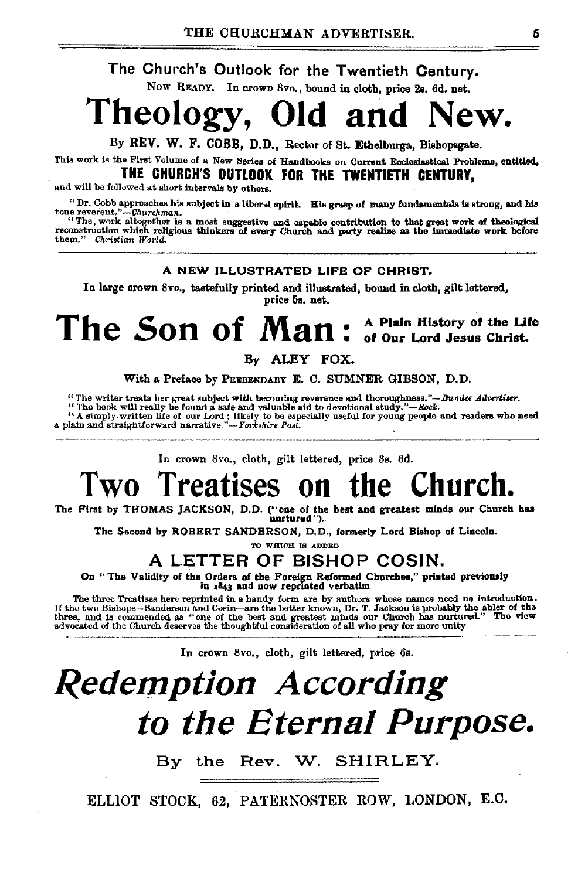## The Church's Outlook for the Twentieth Century.

NOW READY. In crown 8vo., bound in cloth, price 2s. 6d. net.

# Theology, Old and New.

By **REV. W. F. COBB, D.D.,** Rector of St. Ethelburga, Bishopsgate.

This work is the First Volume of a New Series of Handbooks on Current Ecclesiastical Problems, entitled,

**THE CHURCH'S OUTLOOK FOR THE TWENTIETH CENTURY,**

and will be followed at short intervals by others.

"Dr. Cobb approaches his subject in a liberal spirit. His grasp of many fundamentals is strong, and his tone reverent."—*Churchman.*

"The work altogether is a most suggestive and capable contribution to that great work of theological reconstruction which religious thinkers of every Church and party realize as the immediate work before them."—*Christian World.*

---

**A NEW ILLUSTRATED LIFE OF CHRIST.**

In large crown 8vo., tastefully printed and illustrated, bound in cloth, gilt lettered, price 5s. net.

# The *Son* of *Man*: A Plain History of the Life of Our Lord Jesus Christ.

By **ALEY FOX.**

With a Preface by PREBENDARY E. C. SUMNER GIBSON, D.D.

"The writer treats her great subject with becoming reverence and thoroughness."—*Dundee Advertiser.*

"The book will really be found a safe and valuable aid to devotional study."—*Rock.*

"A simply-written life of our Lord; likely to be especially useful for young people and readers who need a plain and straightforward narrative."—*Yorkshire Post.*

---

In crown 8vo., cloth, gilt lettered, price 3s. 6d.

# Two Treatises on the Church.

The First by **THOMAS JACKSON, D.D.** ("one of the best and greatest minds our Church has nurtured").

The Second by **ROBERT SANDERSON, D.D.,** formerly Lord Bishop of Lincoln.

TO WHICH IS ADDED

## A LETTER OF BISHOP COSIN.

On "The Validity of the Orders of the Foreign Reformed Churches," printed previously in 1843 and now reprinted verbatim

The three Treatises here reprinted in a handy form are by authors whose names need no introduction. If the two Bishops—Sanderson and Cosin—are the better known, Dr. T. Jackson is probably the abler of the three, and is commended as "one of the best and greatest minds our Church has nurtured." The view advocated of the Church deserves the thoughtful consideration of all who pray for more unity

---

In crown 8vo., cloth, gilt lettered, price 6s.

# *Redemption According to the Eternal Purpose.*

By the Rev. W. SHIRLEY.

---

ELLIOT STOCK, 62, PATERNOSTER ROW, LONDON, E.C.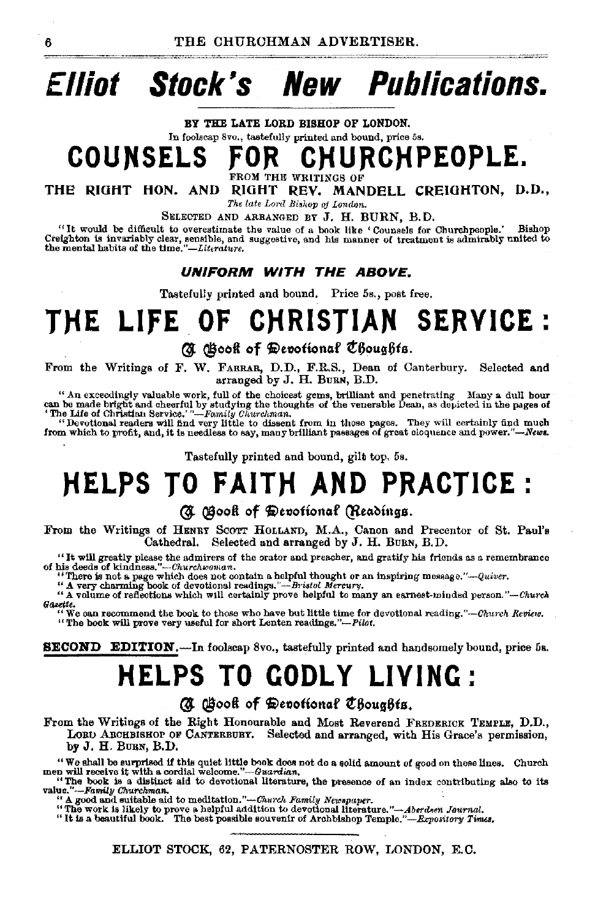# Elliot Stock's New Publications.

BY THE LATE LORD BISHOP OF LONDON.

In foolscap 8vo., tastefully printed and bound, price 5s.

## COUNSELS FOR CHURCHPEOPLE.

FROM THE WRITINGS OF

THE RIGHT HON. AND RIGHT REV. MANDELL CREIGHTON, D.D.,

*The late Lord Bishop of London.*

SELECTED AND ARRANGED BY J. H. BURN, B.D.

"It would be difficult to overestimate the value of a book like 'Counsels for Churchpeople.' Bishop Creighton is invariably clear, sensible, and suggestive, and his manner of treatment is admirably united to the mental habits of the time."—*Literature.*

### *UNIFORM WITH THE ABOVE.*

Tastefully printed and bound. Price 5s., post free.

## THE LIFE OF CHRISTIAN SERVICE:

### A Book of Devotional Thoughts.

From the Writings of F. W. FARRAR, D.D., F.R.S., Dean of Canterbury. Selected and arranged by J. H. BURN, B.D.

"An exceedingly valuable work, full of the choicest gems, brilliant and penetrating Many a dull hour can be made bright and cheerful by studying the thoughts of the venerable Dean, as depicted in the pages of 'The Life of Christian Service.'"—*Family Churchman.*

"Devotional readers will find very little to dissent from in those pages. They will certainly find much from which to profit, and, it is needless to say, many brilliant passages of great eloquence and power."—*News.*

Tastefully printed and bound, gilt top, 5s.

## HELPS TO FAITH AND PRACTICE:

### A Book of Devotional Readings.

From the Writings of HENRY SCOTT HOLLAND, M.A., Canon and Precentor of St. Paul's Cathedral. Selected and arranged by J. H. BURN, B.D.

"It will greatly please the admirers of the orator and preacher, and gratify his friends as a remembrance of his deeds of kindness."—*Churchwoman.*

"There is not a page which does not contain a helpful thought or an inspiring message."—*Quiver.*

"A very charming book of devotional readings."—*Bristol Mercury.*

"A volume of reflections which will certainly prove helpful to many an earnest-minded person."—*Church Gazette.*

"We can recommend the book to those who have but little time for devotional reading."—*Church Review.*

"The book will prove very useful for short Lenten readings."—*Pilot.*

**SECOND EDITION.**—In foolscap 8vo., tastefully printed and handsomely bound, price 5s.

## HELPS TO GODLY LIVING:

### A Book of Devotional Thoughts.

From the Writings of the Right Honourable and Most Reverend FREDERICK TEMPLE, D.D., LORD ARCHBISHOP OF CANTERBURY. Selected and arranged, with His Grace's permission, by J. H. BURN, B.D.

"We shall be surprised if this quiet little book does not do a solid amount of good on these lines. Church men will receive it with a cordial welcome."—*Guardian.*

"The book is a distinct aid to devotional literature, the presence of an index contributing also to its value."—*Family Churchman.*

"A good and suitable aid to meditation."—*Church Family Newspaper.*

"The work is likely to prove a helpful addition to devotional literature."—*Aberdeen Journal.*

"It is a beautiful book. The best possible souvenir of Archbishop Temple."—*Expository Times.*

ELLIOT STOCK, 62, PATERNOSTER ROW, LONDON, E.C.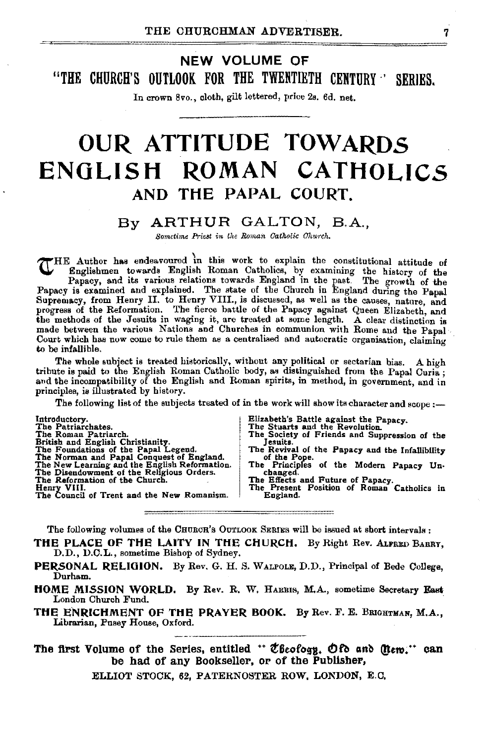## NEW VOLUME OF

## "THE CHURCH'S OUTLOOK FOR THE TWENTIETH CENTURY" SERIES.

In crown 8vo., cloth, gilt lettered, price 2s. 6d. net.

# OUR ATTITUDE TOWARDS ENGLISH ROMAN CATHOLICS AND THE PAPAL COURT.

### By ARTHUR GALTON, B.A.,

*Sometime Priest in the Roman Catholic Church.*

THE Author has endeavoured in this work to explain the constitutional attitude of Englishmen towards English Roman Catholics, by examining the history of the Papacy, and its various relations towards England in the past. The growth of the Papacy is examined and explained. The state of the Church in England during the Papal Supremacy, from Henry II. to Henry VIII., is discussed, as well as the causes, nature, and progress of the Reformation. The fierce battle of the Papacy against Queen Elizabeth, and the methods of the Jesuits in waging it, are treated at some length. A clear distinction is made between the various Nations and Churches in communion with Rome and the Papal Court which has now come to rule them as a centralised and autocratic organisation, claiming to be infallible.

The whole subject is treated historically, without any political or sectarian bias. A high tribute is paid to the English Roman Catholic body, as distinguished from the Papal Curia; and the incompatibility of the English and Roman spirits, in method, in government, and in principles, is illustrated by history.

The following list of the subjects treated of in the work will show its character and scope:—

Introductory.
The Patriarchates.
The Roman Patriarch.
British and English Christianity.
The Foundations of the Papal Legend.
The Norman and Papal Conquest of England.
The New Learning and the English Reformation.
The Disendowment of the Religious Orders.
The Reformation of the Church.
Henry VIII.
The Council of Trent and the New Romanism.
Elizabeth's Battle against the Papacy.
The Stuarts and the Revolution.
The Society of Friends and Suppression of the Jesuits.
The Revival of the Papacy and the Infallibility of the Pope.
The Principles of the Modern Papacy Unchanged.
The Effects and Future of Papacy.
The Present Position of Roman Catholics in England.

---

The following volumes of the CHURCH'S OUTLOOK SERIES will be issued at short intervals:

**THE PLACE OF THE LAITY IN THE CHURCH.** By Right Rev. ALFRED BARRY, D.D., D.C.L., sometime Bishop of Sydney.

**PERSONAL RELIGION.** By Rev. G. H. S. WALPOLE, D.D., Principal of Bede College, Durham.

**HOME MISSION WORLD.** By Rev. R. W. HARRIS, M.A., sometime Secretary East London Church Fund.

**THE ENRICHMENT OF THE PRAYER BOOK.** By Rev. F. E. BRIGHTMAN, M.A., Librarian, Pusey House, Oxford.

---

**The first Volume of the Series, entitled "Theology, Old and New," can be had of any Bookseller, or of the Publisher,**

ELLIOT STOCK, 62, PATERNOSTER ROW, LONDON, E.C.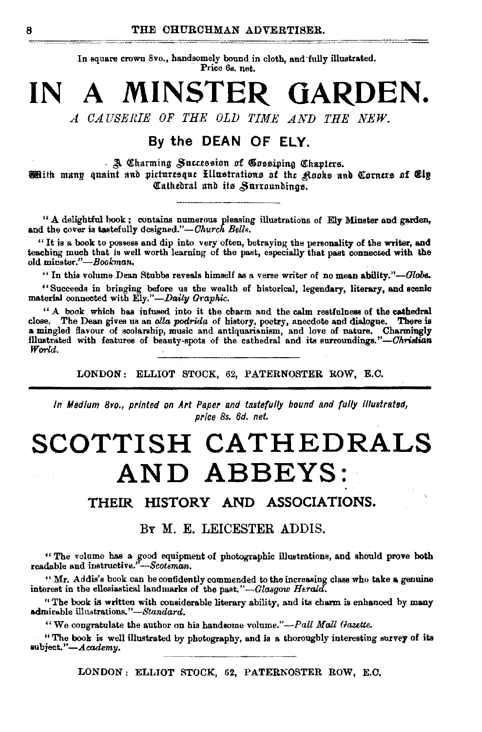In square crown 8vo., handsomely bound in cloth, and fully illustrated.
Price 6s. net.

# IN A MINSTER GARDEN.

*A CAUSERIE OF THE OLD TIME AND THE NEW.*

## By the DEAN OF ELY.

A Charming Succession of Gossiping Chapters.
With many quaint and picturesque Illustrations of the Nooks and Corners of Ely Cathedral and its Surroundings.

"A delightful book; contains numerous pleasing illustrations of Ely Minster and garden, and the cover is tastefully designed."—*Church Bells.*

"It is a book to possess and dip into very often, betraying the personality of the writer, and teaching much that is well worth learning of the past, especially that past connected with the old minster."—*Bookman.*

"In this volume Dean Stubbs reveals himself as a verse writer of no mean ability."—*Globe.*

"Succeeds in bringing before us the wealth of historical, legendary, literary, and scenic material connected with Ely."—*Daily Graphic.*

"A book which has infused into it the charm and the calm restfulness of the cathedral close. The Dean gives us an *olla podrida* of history, poetry, anecdote and dialogue. There is a mingled flavour of scolarship, music and antiquarianism, and love of nature. Charmingly illustrated with features of beauty-spots of the cathedral and its surroundings."—*Christian World.*

LONDON: ELLIOT STOCK, 62, PATERNOSTER ROW, E.C.

---

*In Medium 8vo., printed on Art Paper and tastefully bound and fully illustrated, price 8s. 6d. net.*

# SCOTTISH CATHEDRALS AND ABBEYS:

## THEIR HISTORY AND ASSOCIATIONS.

### BY M. E. LEICESTER ADDIS.

"The volume has a good equipment of photographic illustrations, and should prove both readable and instructive."—*Scotsman.*

"Mr. Addis's book can be confidently commended to the increasing class who take a genuine interest in the ellesiastical landmarks of the past."—*Glasgow Herald.*

"The book is written with considerable literary ability, and its charm is enhanced by many admirable illustrations."—*Standard.*

"We congratulate the author on his handsome volume."—*Pall Mall Gazette.*

"The book is well illustrated by photography, and is a thoroughly interesting survey of its subject."—*Academy.*

LONDON: ELLIOT STOCK, 62, PATERNOSTER ROW, E.C.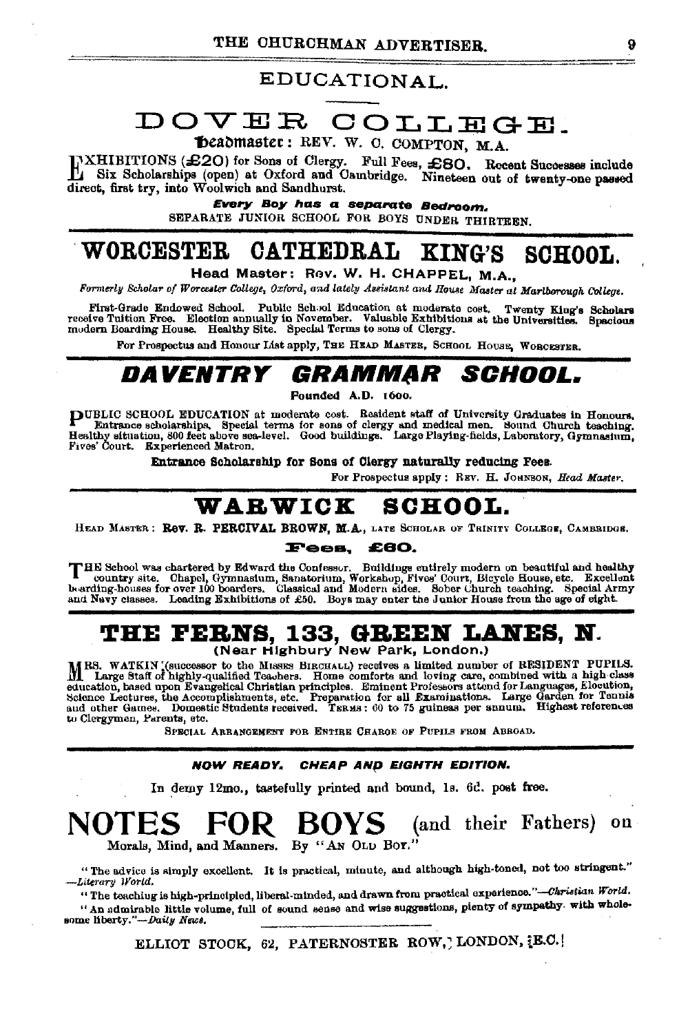## EDUCATIONAL.

# DOVER COLLEGE.

**Headmaster: REV. W. C. COMPTON, M.A.**

EXHIBITIONS (£20) for Sons of Clergy. Full Fees, £80. Recent Successes include Six Scholarships (open) at Oxford and Cambridge. Nineteen out of twenty-one passed direct, first try, into Woolwich and Sandhurst.

***Every Boy has a separate Bedroom.***

SEPARATE JUNIOR SCHOOL FOR BOYS UNDER THIRTEEN.

# WORCESTER CATHEDRAL KING'S SCHOOL.

**Head Master: Rev. W. H. CHAPPEL, M.A.,**

*Formerly Scholar of Worcester College, Oxford, and lately Assistant and House Master at Marlborough College.*

First-Grade Endowed School. Public School Education at moderate cost. Twenty King's Scholars receive Tuition Free. Election annually in November. Valuable Exhibitions at the Universities. Spacious modern Boarding House. Healthy Site. Special Terms to sons of Clergy.

For Prospectus and Honour List apply, THE HEAD MASTER, SCHOOL HOUSE, WORCESTER.

# *DAVENTRY GRAMMAR SCHOOL.*

**Founded A.D. 1600.**

PUBLIC SCHOOL EDUCATION at moderate cost. Resident staff of University Graduates in Honours. Entrance scholarships. Special terms for sons of clergy and medical men. Sound Church teaching. Healthy situation, 800 feet above sea-level. Good buildings. Large Playing-fields, Laboratory, Gymnasium, Fives' Court. Experienced Matron.

**Entrance Scholarship for Sons of Clergy naturally reducing Fees.**

For Prospectus apply: REV. H. JOHNSON, *Head Master.*

# WARWICK SCHOOL.

HEAD MASTER: **Rev. R. PERCIVAL BROWN, M.A.**, LATE SCHOLAR OF TRINITY COLLEGE, CAMBRIDGE.

**Fees, £60.**

THE School was chartered by Edward the Confessor. Buildings entirely modern on beautiful and healthy country site. Chapel, Gymnasium, Sanatorium, Workshop, Fives' Court, Bicycle House, etc. Excellent boarding-houses for over 100 boarders. Classical and Modern sides. Sober Church teaching. Special Army and Navy classes. Leading Exhibitions of £50. Boys may enter the Junior House from the age of eight.

# THE FERNS, 133, GREEN LANES, N.

**(Near Highbury New Park, London.)**

MRS. WATKIN (successor to the MISSES BIRCHALL) receives a limited number of RESIDENT PUPILS. Large Staff of highly-qualified Teachers. Home comforts and loving care, combined with a high-class education, based upon Evangelical Christian principles. Eminent Professors attend for Languages, Elocution, Science Lectures, the Accomplishments, etc. Preparation for all Examinations. Large Garden for Tennis and other Games. Domestic Students received. TERMS: 60 to 75 guineas per annum. Highest references to Clergymen, Parents, etc.

SPECIAL ARRANGEMENT FOR ENTIRE CHARGE OF PUPILS FROM ABROAD.

***NOW READY. CHEAP AND EIGHTH EDITION.***

In demy 12mo., tastefully printed and bound, 1s. 6d. post free.

# NOTES FOR BOYS (and their Fathers) on

Morals, Mind, and Manners. By "AN OLD BOY."

"The advice is simply excellent. It is practical, minute, and although high-toned, not too stringent." —*Literary World.*

"The teaching is high-principled, liberal-minded, and drawn from practical experience."—*Christian World.*

"An admirable little volume, full of sound sense and wise suggestions, plenty of sympathy with wholesome liberty."—*Daily News.*

ELLIOT STOCK, 62, PATERNOSTER ROW, LONDON, E.C.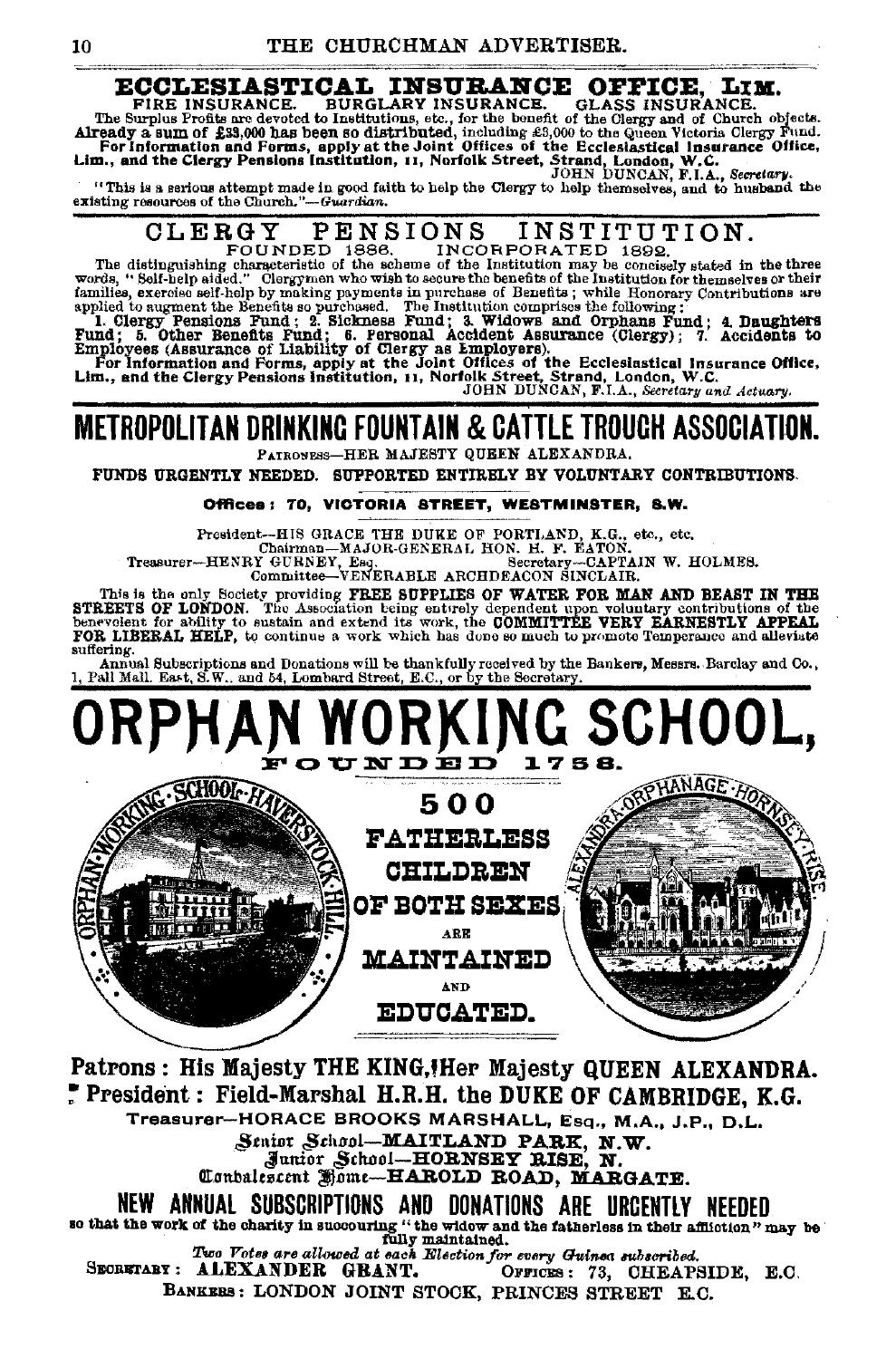# ECCLESIASTICAL INSURANCE OFFICE, LIM.

FIRE INSURANCE. BURGLARY INSURANCE. GLASS INSURANCE.

The Surplus Profits are devoted to Institutions, etc., for the benefit of the Clergy and of Church objects. **Already a sum of £33,000 has been so distributed**, including £3,000 to the Queen Victoria Clergy Fund. **For Information and Forms, apply at the Joint Offices of the Ecclesiastical Insurance Office, Lim., and the Clergy Pensions Institution, 11, Norfolk Street, Strand, London, W.C.**

JOHN DUNCAN, F.I.A., *Secretary*.

"This is a serious attempt made in good faith to help the Clergy to help themselves, and to husband the existing resources of the Church."—*Guardian*.

# CLERGY PENSIONS INSTITUTION.

FOUNDED 1886. INCORPORATED 1892.

The distinguishing characteristic of the scheme of the Institution may be concisely stated in the three words, "Self-help aided." Clergymen who wish to secure the benefits of the Institution for themselves or their families, exercise self-help by making payments in purchase of Benefits; while Honorary Contributions are applied to augment the Benefits so purchased. The Institution comprises the following:

**1. Clergy Pensions Fund; 2. Sickness Fund; 3. Widows and Orphans Fund; 4. Daughters Fund; 5. Other Benefits Fund; 6. Personal Accident Assurance (Clergy); 7. Accidents to Employees (Assurance of Liability of Clergy as Employers).**

**For Information and Forms, apply at the Joint Offices of the Ecclesiastical Insurance Office, Lim., and the Clergy Pensions Institution, 11, Norfolk Street, Strand, London, W.C.**

JOHN DUNCAN, F.I.A., *Secretary and Actuary*.

# METROPOLITAN DRINKING FOUNTAIN & CATTLE TROUGH ASSOCIATION.

PATRONESS—HER MAJESTY QUEEN ALEXANDRA.

FUNDS URGENTLY NEEDED. SUPPORTED ENTIRELY BY VOLUNTARY CONTRIBUTIONS.

**Offices: 70, VICTORIA STREET, WESTMINSTER, S.W.**

President—HIS GRACE THE DUKE OF PORTLAND, K.G., etc., etc.
Chairman—MAJOR-GENERAL HON. H. F. EATON.
Treasurer—HENRY GURNEY, Esq. Secretary—CAPTAIN W. HOLMES.
Committee—VENERABLE ARCHDEACON SINCLAIR.

This is the only Society providing **FREE SUPPLIES OF WATER FOR MAN AND BEAST IN THE STREETS OF LONDON.** The Association being entirely dependent upon voluntary contributions of the benevolent for ability to sustain and extend its work, the **COMMITTEE VERY EARNESTLY APPEAL FOR LIBERAL HELP**, to continue a work which has done so much to promote Temperance and alleviate suffering.

Annual Subscriptions and Donations will be thankfully received by the Bankers, Messrs. Barclay and Co., 1, Pall Mall, East, S.W., and 54, Lombard Street, E.C., or by the Secretary.

# ORPHAN WORKING SCHOOL,

FOUNDED 1758.

ORPHAN WORKING SCHOOL HAVERSTOCK HILL — ALEXANDRA ORPHANAGE HORNSEY RISE

**500 FATHERLESS CHILDREN OF BOTH SEXES ARE MAINTAINED AND EDUCATED.**

**Patrons: His Majesty THE KING, Her Majesty QUEEN ALEXANDRA.**

**President: Field-Marshal H.R.H. the DUKE OF CAMBRIDGE, K.G.**

Treasurer—HORACE BROOKS MARSHALL, Esq., M.A., J.P., D.L.

Senior School—**MAITLAND PARK, N.W.**
Junior School—**HORNSEY RISE, N.**
Convalescent Home—**HAROLD ROAD, MARGATE.**

## NEW ANNUAL SUBSCRIPTIONS AND DONATIONS ARE URGENTLY NEEDED

so that the work of the charity in succouring "the widow and the fatherless in their affliction" may be fully maintained.

*Two Votes are allowed at each Election for every Guinea subscribed.*

SECRETARY: **ALEXANDER GRANT.** OFFICES: 73, CHEAPSIDE, E.C.

BANKERS: LONDON JOINT STOCK, PRINCES STREET E.C.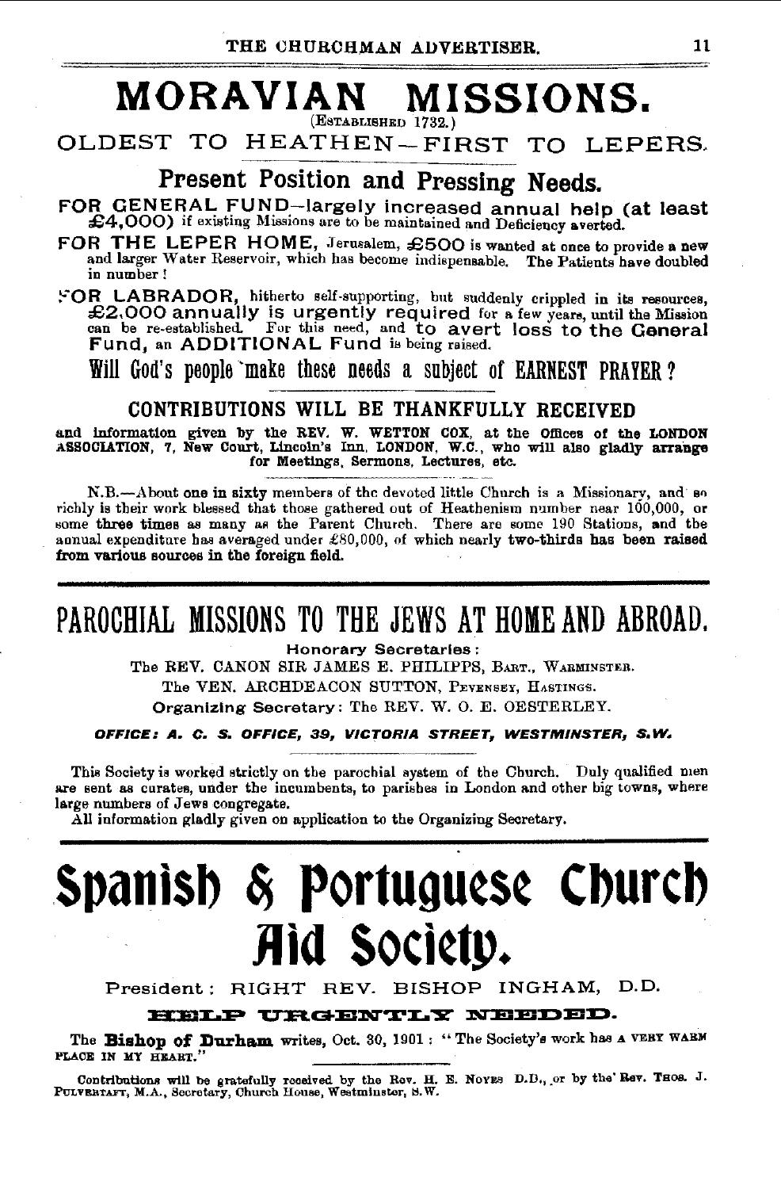# MORAVIAN MISSIONS.

(ESTABLISHED 1732.)

## OLDEST TO HEATHEN—FIRST TO LEPERS.

## Present Position and Pressing Needs.

**FOR GENERAL FUND**—largely increased annual help (at least £4,000) if existing Missions are to be maintained and Deficiency averted.

**FOR THE LEPER HOME**, Jerusalem, £500 is wanted at once to provide a new and larger Water Reservoir, which has become indispensable. **The Patients have doubled in number!**

**FOR LABRADOR**, hitherto self-supporting, but suddenly crippled in its resources, £2,000 annually is urgently required for a few years, until the Mission can be re-established. For this need, and to avert loss to the General Fund, an ADDITIONAL Fund is being raised.

**Will God's people make these needs a subject of EARNEST PRAYER?**

### CONTRIBUTIONS WILL BE THANKFULLY RECEIVED

**and information given by the REV. W. WETTON COX, at the Offices of the LONDON ASSOCIATION, 7, New Court, Lincoln's Inn, LONDON, W.C., who will also gladly arrange for Meetings, Sermons, Lectures, etc.**

N.B.—About **one in sixty** members of the devoted little Church is a Missionary, and so richly is their work blessed that those gathered out of Heathenism number near 100,000, or some **three times** as many as the Parent Church. There are some 190 Stations, and the annual expenditure has averaged under £80,000, of which nearly **two-thirds has been raised from various sources in the foreign field.**

# PAROCHIAL MISSIONS TO THE JEWS AT HOME AND ABROAD.

**Honorary Secretaries:**

The REV. CANON SIR JAMES E. PHILIPPS, BART., WARMINSTER.

The VEN. ARCHDEACON SUTTON, PEVENSEY, HASTINGS.

**Organizing Secretary:** The REV. W. O. E. OESTERLEY.

***OFFICE: A. C. S. OFFICE, 39, VICTORIA STREET, WESTMINSTER, S.W.***

This Society is worked strictly on the parochial system of the Church. Duly qualified men are sent as curates, under the incumbents, to parishes in London and other big towns, where large numbers of Jews congregate.

All information gladly given on application to the Organizing Secretary.

# Spanish & Portuguese Church Aid Society.

President: RIGHT REV. BISHOP INGHAM, D.D.

**HELP URGENTLY NEEDED.**

The **Bishop of Durham** writes, Oct. 30, 1901: "The Society's work has A VERY WARM PLACE IN MY HEART."

Contributions will be gratefully received by the Rev. H. E. NOYES D.D., or by the Rev. THOS. J. PULVERTAFT, M.A., Secretary, Church House, Westminster, S.W.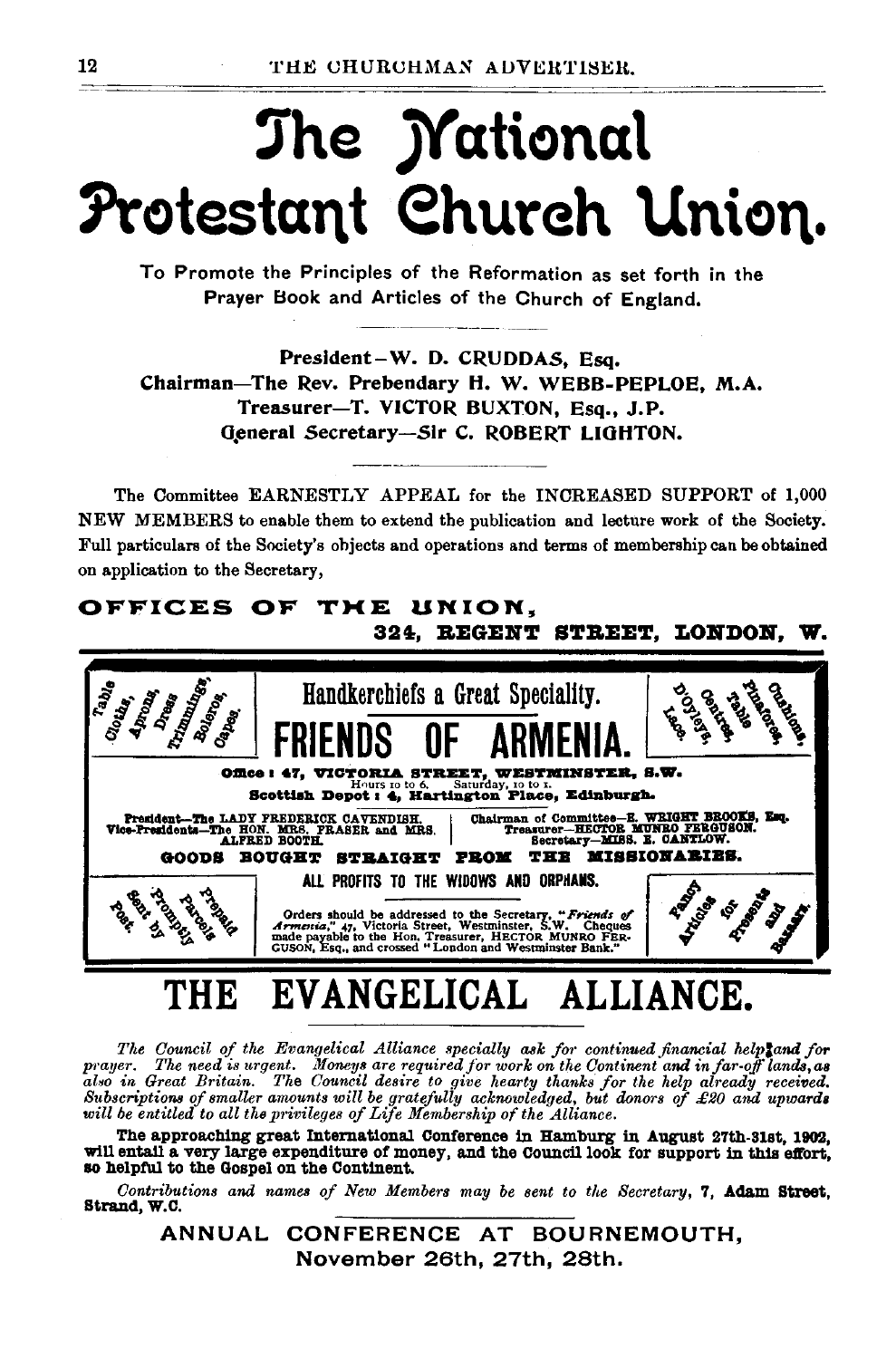# The National Protestant Church Union.

To Promote the Principles of the Reformation as set forth in the Prayer Book and Articles of the Church of England.

President—W. D. CRUDDAS, Esq.
Chairman—The Rev. Prebendary H. W. WEBB-PEPLOE, M.A.
Treasurer—T. VICTOR BUXTON, Esq., J.P.
General Secretary—Sir C. ROBERT LIGHTON.

The Committee EARNESTLY APPEAL for the INCREASED SUPPORT of 1,000 NEW MEMBERS to enable them to extend the publication and lecture work of the Society. Full particulars of the Society's objects and operations and terms of membership can be obtained on application to the Secretary,

**OFFICES OF THE UNION, 324, REGENT STREET, LONDON, W.**

---

Table Cloths, Aprons, Dress Trimmings, Boleros, Capes.

**Handkerchiefs a Great Speciality.**

# FRIENDS OF ARMENIA.

D'Oyleys, Lace, Centres, Table Pinafores, Cushions.

**Office: 47, VICTORIA STREET, WESTMINSTER, S.W.**
Hours 10 to 6. Saturday, 10 to 1.
**Scottish Depot: 4, Hartington Place, Edinburgh.**

President—The LADY FREDERICK CAVENDISH.
Vice-Presidents—The HON. MRS. FRASER and MRS. ALFRED BOOTH.

Chairman of Committee—E. WRIGHT BROOKS, Esq.
Treasurer—HECTOR MUNRO FERGUSON.
Secretary—MISS. E. CANTLOW.

**GOODS BOUGHT STRAIGHT FROM THE MISSIONARIES.**

Prepaid Parcels Promptly Sent by Post.

ALL PROFITS TO THE WIDOWS AND ORPHANS.

Orders should be addressed to the Secretary, "*Friends of Armenia*," 47, Victoria Street, Westminster, S.W. Cheques made payable to the Hon. Treasurer, HECTOR MUNRO FERGUSON, Esq., and crossed "London and Westminster Bank."

Fancy Articles for Presents and Bazaars.

---

# THE EVANGELICAL ALLIANCE.

*The Council of the Evangelical Alliance specially ask for continued financial help and for prayer. The need is urgent. Moneys are required for work on the Continent and in far-off lands, as also in Great Britain. The Council desire to give hearty thanks for the help already received. Subscriptions of smaller amounts will be gratefully acknowledged, but donors of £20 and upwards will be entitled to all the privileges of Life Membership of the Alliance.*

**The approaching great International Conference in Hamburg in August 27th-31st, 1902, will entail a very large expenditure of money, and the Council look for support in this effort, so helpful to the Gospel on the Continent.**

*Contributions and names of New Members may be sent to the Secretary*, **7, Adam Street, Strand, W.C.**

ANNUAL CONFERENCE AT BOURNEMOUTH,
November 26th, 27th, 28th.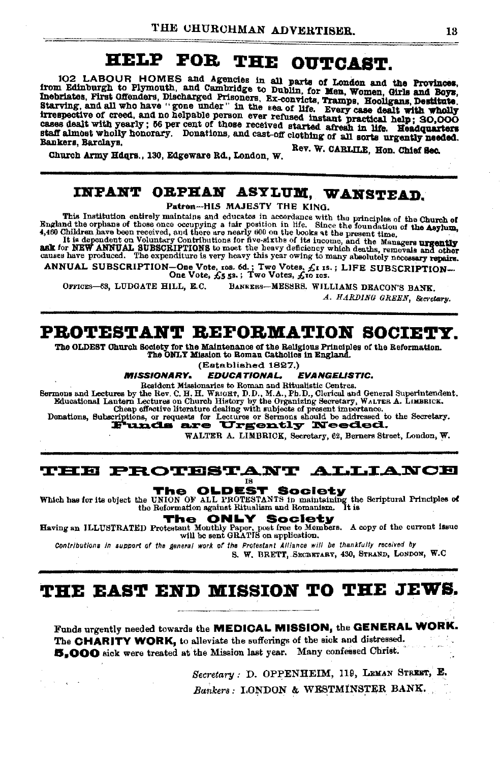# HELP FOR THE OUTCAST.

102 LABOUR HOMES and Agencies in all parts of London and the Provinces, from Edinburgh to Plymouth, and Cambridge to Dublin, for **Men, Women, Girls and Boys, Inebriates, First Offenders, Discharged Prisoners, Ex-convicts, Tramps, Hooligans, Destitute, Starving,** and all who have "gone under" in the sea of life. **Every case dealt with wholly irrespective of creed, and no helpable person ever refused instant practical help; 30,000 cases dealt with yearly; 56 per cent of those received started afresh in life. Headquarters staff almost wholly honorary.** Donations, and cast-off **clothing of all sorts urgently needed.** Bankers, Barclays.

Church Army Hdqrs., 130, Edgeware Rd., London, W. — Rev. W. CARLILE, Hon. Chief Sec.

---

# INFANT ORPHAN ASYLUM, WANSTEAD.

**Patron—HIS MAJESTY THE KING.**

This Institution entirely maintains and educates in accordance with the principles of the Church of England the orphans of those once occupying a fair position in life. Since the foundation of the Asylum, 4,460 Children have been received, and there are nearly 600 on the books at the present time.

It is dependent on Voluntary Contributions for five-sixths of its income, and the Managers **urgently ask** for **NEW ANNUAL SUBSCRIPTIONS** to meet the heavy deficiency which deaths, removals and other causes have produced. The expenditure is very heavy this year owing to many absolutely necessary **repairs.**

ANNUAL SUBSCRIPTION—One Vote, 10s. 6d.; Two Votes, £1 1s.; LIFE SUBSCRIPTION—One Vote, £5 5s.; Two Votes, £10 10s.

OFFICES—63, LUDGATE HILL, E.C. BANKERS—MESSRS. WILLIAMS DEACON'S BANK.

*A. HARDING GREEN, Secretary.*

---

# PROTESTANT REFORMATION SOCIETY.

**The OLDEST Church Society for the Maintenance of the Religious Principles of the Reformation. The ONLY Mission to Roman Catholics in England.**

(Established 1827.)

***MISSIONARY. EDUCATIONAL. EVANGELISTIC.***

Resident Missionaries to Roman and Ritualistic Centres.

Sermons and Lectures by the Rev. C. H. H. WRIGHT, D.D., M.A., Ph.D., Clerical and General Superintendent.

Educational Lantern Lectures on Church History by the Organizing Secretary, WALTER A. LIMBRICK.

Cheap effective literature dealing with subjects of present importance.

Donations, Subscriptions, or requests for Lectures or Sermons should be addressed to the Secretary.

**Funds are Urgently Needed.**

WALTER A. LIMBRICK, Secretary, 62, Berners Street, London, W.

---

# THE PROTESTANT ALLIANCE

IS

**The OLDEST Society**

Which has for its object the UNION OF ALL PROTESTANTS in maintaining the Scriptural Principles of the Reformation against Ritualism and Romanism. It is

**The ONLY Society**

Having an ILLUSTRATED Protestant Monthly Paper, post free to Members. A copy of the current issue will be sent GRATIS on application.

*Contributions in support of the general work of the Protestant Alliance will be thankfully received by*

S. W. BRETT, SECRETARY, 430, STRAND, LONDON, W.C

---

# THE EAST END MISSION TO THE JEWS.

Funds urgently needed towards the **MEDICAL MISSION,** the **GENERAL WORK.** The **CHARITY WORK,** to alleviate the sufferings of the sick and distressed. **5,000** sick were treated at the Mission last year. Many confessed Christ.

*Secretary:* D. OPPENHEIM, 119, LEMAN STREET, E.

*Bankers:* LONDON & WESTMINSTER BANK.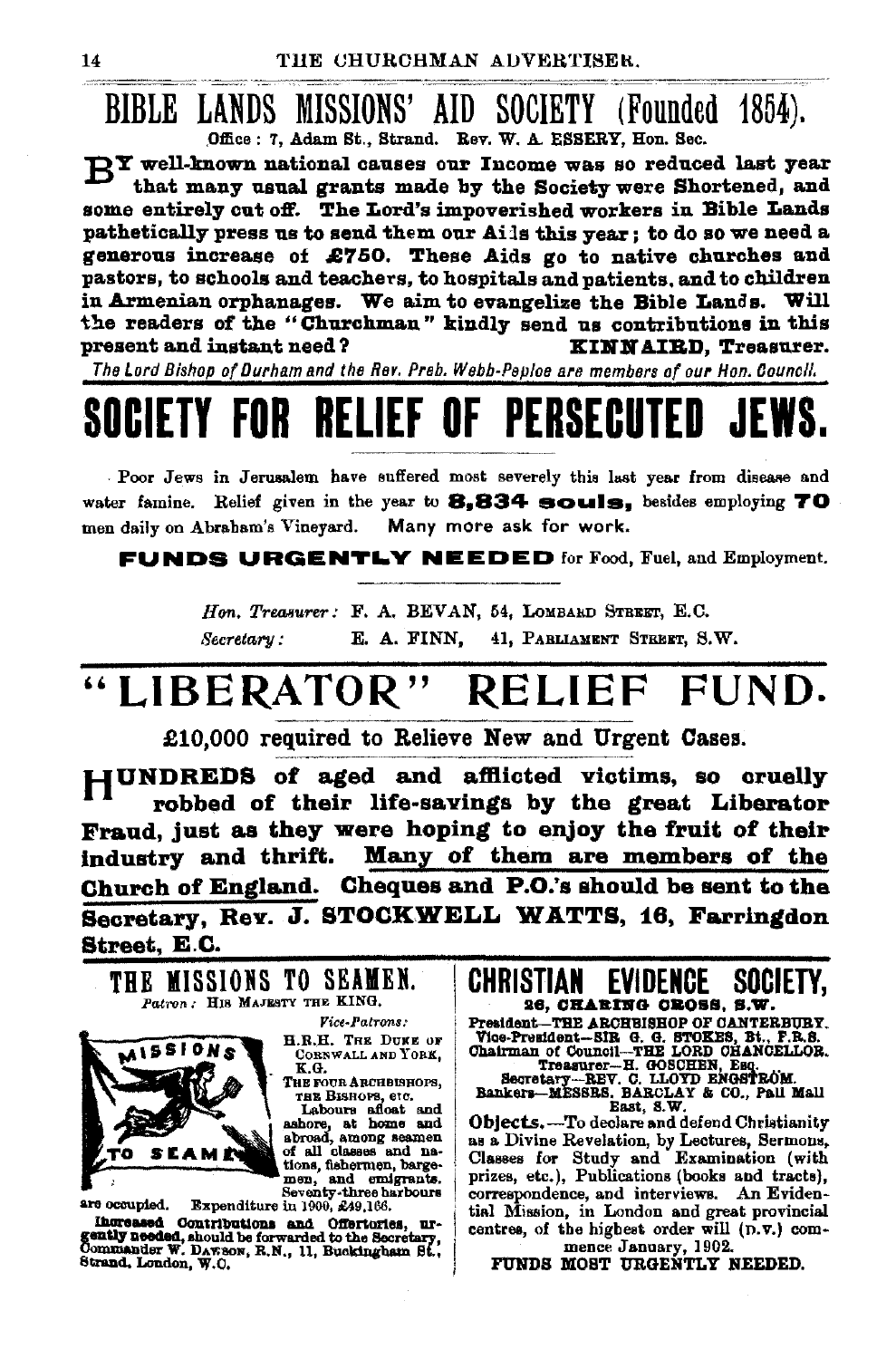# BIBLE LANDS MISSIONS' AID SOCIETY (Founded 1854).

Office: 7, Adam St., Strand. Rev. W. A. ESSERY, Hon. Sec.

**BY well-known national causes our Income was so reduced last year that many usual grants made by the Society were Shortened, and some entirely cut off. The Lord's impoverished workers in Bible Lands pathetically press us to send them our Aids this year; to do so we need a generous increase of £750. These Aids go to native churches and pastors, to schools and teachers, to hospitals and patients, and to children in Armenian orphanages. We aim to evangelize the Bible Lands. Will the readers of the "Churchman" kindly send us contributions in this present and instant need?** **KINNAIRD, Treasurer.**

*The Lord Bishop of Durham and the Rev. Preb. Webb-Peploe are members of our Hon. Council.*

# SOCIETY FOR RELIEF OF PERSECUTED JEWS.

Poor Jews in Jerusalem have suffered most severely this last year from disease and water famine. Relief given in the year to **8,834 souls,** besides employing **70** men daily on Abraham's Vineyard. Many more ask for work.

**FUNDS URGENTLY NEEDED** for Food, Fuel, and Employment.

*Hon. Treasurer:* F. A. BEVAN, 54, LOMBARD STREET, E.C.
*Secretary:* E. A. FINN, 41, PARLIAMENT STREET, S.W.

# "LIBERATOR" RELIEF FUND.

£10,000 required to Relieve New and Urgent Cases.

**HUNDREDS of aged and afflicted victims, so cruelly robbed of their life-savings by the great Liberator Fraud, just as they were hoping to enjoy the fruit of their industry and thrift. Many of them are members of the Church of England. Cheques and P.O.'s should be sent to the Secretary, Rev. J. STOCKWELL WATTS, 16, Farringdon Street, E.C.**

## THE MISSIONS TO SEAMEN.

*Patron:* HIS MAJESTY THE KING.

*Vice-Patrons:*
H.R.H. THE DUKE OF CORNWALL AND YORK, K.G.
THE FOUR ARCHBISHOPS, THE BISHOPS, etc.

Labours afloat and ashore, at home and abroad, among seamen of all classes and nations, fishermen, bargemen, and emigrants. Seventy-three harbours are occupied. Expenditure in 1900, £49,166.

**Increased Contributions and Offertories, urgently needed,** should be forwarded to the Secretary, Commander W. DAWSON, R.N., 11, Buckingham St., Strand, London, W.C.

## CHRISTIAN EVIDENCE SOCIETY,

**26, CHARING CROSS, S.W.**

President—THE ARCHBISHOP OF CANTERBURY.
Vice-President—SIR G. G. STOKES, Bt., F.R.S.
Chairman of Council—THE LORD CHANCELLOR.
Treasurer—H. GOSCHEN, Esq.
Secretary—REV. C. LLOYD ENGSTRÖM.
Bankers—MESSRS. BARCLAY & CO., Pall Mall East, S.W.

**Objects.**—To declare and defend Christianity as a Divine Revelation, by Lectures, Sermons, Classes for Study and Examination (with prizes, etc.), Publications (books and tracts), correspondence, and interviews. An Evidential Mission, in London and great provincial centres, of the highest order will (D.V.) commence January, 1902.

**FUNDS MOST URGENTLY NEEDED.**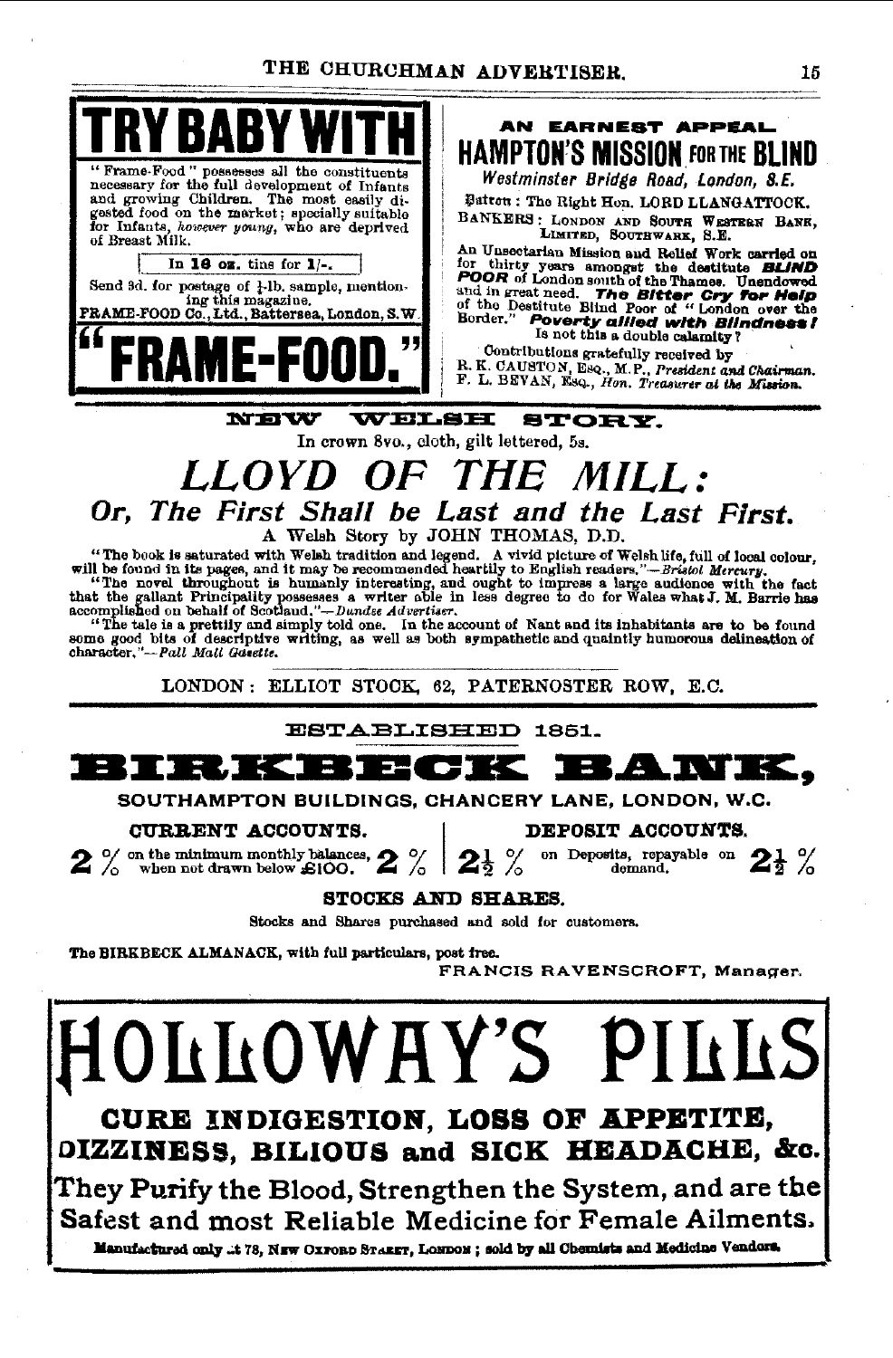# TRY BABY WITH

"Frame-Food" possesses all the constituents necessary for the full development of Infants and growing Children. The most easily digested food on the market; specially suitable for Infants, *however young*, who are deprived of Breast Milk.

In **16 oz.** tins for 1/-.

Send 3d. for postage of ½-lb. sample, mentioning this magazine.

FRAME-FOOD Co., Ltd., Battersea, London, S.W.

# "FRAME-FOOD."

**AN EARNEST APPEAL.**

## HAMPTON'S MISSION FOR THE BLIND

*Westminster Bridge Road, London, S.E.*

Patron: The Right Hon. LORD LLANGATTOCK.

BANKERS: LONDON AND SOUTH WESTERN BANK, LIMITED, SOUTHWARK, S.E.

An Unsectarian Mission and Relief Work carried on for thirty years amongst the destitute ***BLIND POOR*** of London south of the Thames. Unendowed and in great need. ***The Bitter Cry for Help*** of the Destitute Blind Poor of "London over the Border." ***Poverty allied with Blindness!*** Is not this a double calamity?

Contributions gratefully received by

R. K. CAUSTON, Esq., M.P., *President and Chairman.*
F. L. BEVAN, Esq., *Hon. Treasurer at the Mission.*

---

**NEW WELSH STORY.**

In crown 8vo., cloth, gilt lettered, 5s.

# *LLOYD OF THE MILL:*

## *Or, The First Shall be Last and the Last First.*

A Welsh Story by JOHN THOMAS, D.D.

"The book is saturated with Welsh tradition and legend. A vivid picture of Welsh life, full of local colour, will be found in its pages, and it may be recommended heartily to English readers."—*Bristol Mercury.*

"The novel throughout is humanly interesting, and ought to impress a large audience with the fact that the gallant Principality possesses a writer able in less degree to do for Wales what J. M. Barrie has accomplished on behalf of Scotland."—*Dundee Advertiser.*

"The tale is a prettily and simply told one. In the account of Nant and its inhabitants are to be found some good bits of descriptive writing, as well as both sympathetic and quaintly humorous delineation of character."—*Pall Mall Gazette.*

LONDON: ELLIOT STOCK, 62, PATERNOSTER ROW, E.C.

---

ESTABLISHED 1851.

# BIRKBECK BANK,

SOUTHAMPTON BUILDINGS, CHANCERY LANE, LONDON, W.C.

**CURRENT ACCOUNTS.**

**2 %** on the minimum monthly balances, when not drawn below £100. **2 %**

**DEPOSIT ACCOUNTS.**

**2½ %** on Deposits, repayable on demand. **2½ %**

**STOCKS AND SHARES.**

Stocks and Shares purchased and sold for customers.

**The BIRKBECK ALMANACK, with full particulars, post free.**

FRANCIS RAVENSCROFT, Manager.

---

# HOLLOWAY'S PILLS

**CURE INDIGESTION, LOSS OF APPETITE, DIZZINESS, BILIOUS and SICK HEADACHE, &c.**

**They Purify the Blood, Strengthen the System, and are the Safest and most Reliable Medicine for Female Ailments.**

**Manufactured only at 78, New Oxford Street, London; sold by all Chemists and Medicine Vendors.**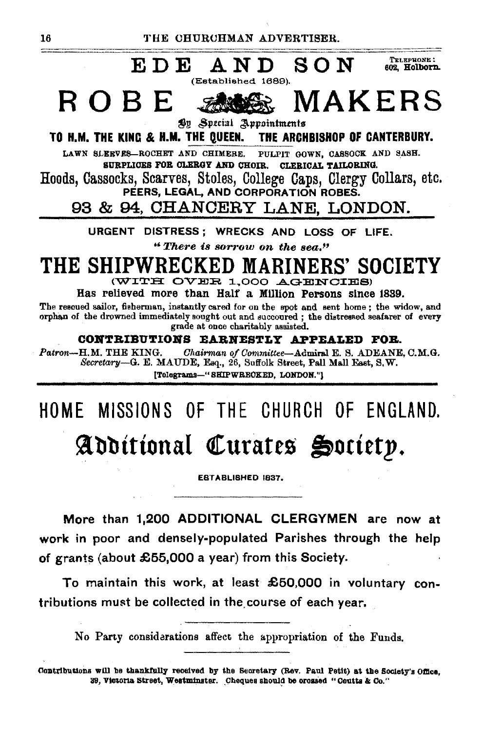# EDE AND SON

TELEPHONE: 602, Holborn.

(Established 1689).

# ROBE MAKERS

By Special Appointments

**TO H.M. THE KING & H.M. THE QUEEN. THE ARCHBISHOP OF CANTERBURY.**

LAWN SLEEVES—ROCHET AND CHIMERE. PULPIT GOWN, CASSOCK AND SASH.
SURPLICES FOR CLERGY AND CHOIR. CLERICAL TAILORING.

## Hoods, Cassocks, Scarves, Stoles, College Caps, Clergy Collars, etc.

PEERS, LEGAL, AND CORPORATION ROBES.

## 93 & 94, CHANCERY LANE, LONDON.

---

URGENT DISTRESS; WRECKS AND LOSS OF LIFE.

*"There is sorrow on the sea."*

# THE SHIPWRECKED MARINERS' SOCIETY

(WITH OVER 1,000 AGENCIES)

**Has relieved more than Half a Million Persons since 1839.**

The rescued sailor, fisherman, instantly cared for on the spot and sent home; the widow, and orphan of the drowned immediately sought out and succoured; the distressed seafarer of every grade at once charitably assisted.

**CONTRIBUTIONS EARNESTLY APPEALED FOR.**

*Patron*—H.M. THE KING. *Chairman of Committee*—Admiral E. S. ADEANE, C.M.G.
*Secretary*—G. E. MAUDE, Esq., 26, Suffolk Street, Pall Mall East, S.W.
[Telegrams—"SHIPWRECKED, LONDON."]

---

# HOME MISSIONS OF THE CHURCH OF ENGLAND.

# Additional Curates Society.

ESTABLISHED 1837.

---

**More than 1,200 ADDITIONAL CLERGYMEN are now at work in poor and densely-populated Parishes through the help of grants (about £55,000 a year) from this Society.**

**To maintain this work, at least £50,000 in voluntary contributions must be collected in the course of each year.**

---

No Party considerations affect the appropriation of the Funds.

---

Contributions will be thankfully received by the Secretary (Rev. Paul Petit) at the Society's Office, 39, Victoria Street, Westminster. Cheques should be crossed "Coutts & Co."